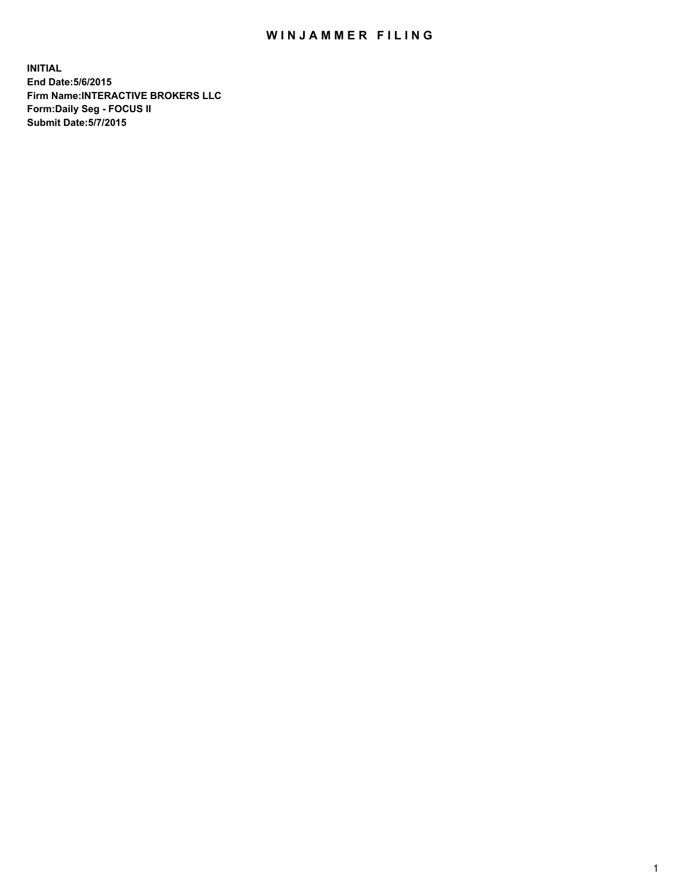# WINJAMMER FILING

**INITIAL**
**End Date:5/6/2015**
**Firm Name:INTERACTIVE BROKERS LLC**
**Form:Daily Seg - FOCUS II**
**Submit Date:5/7/2015**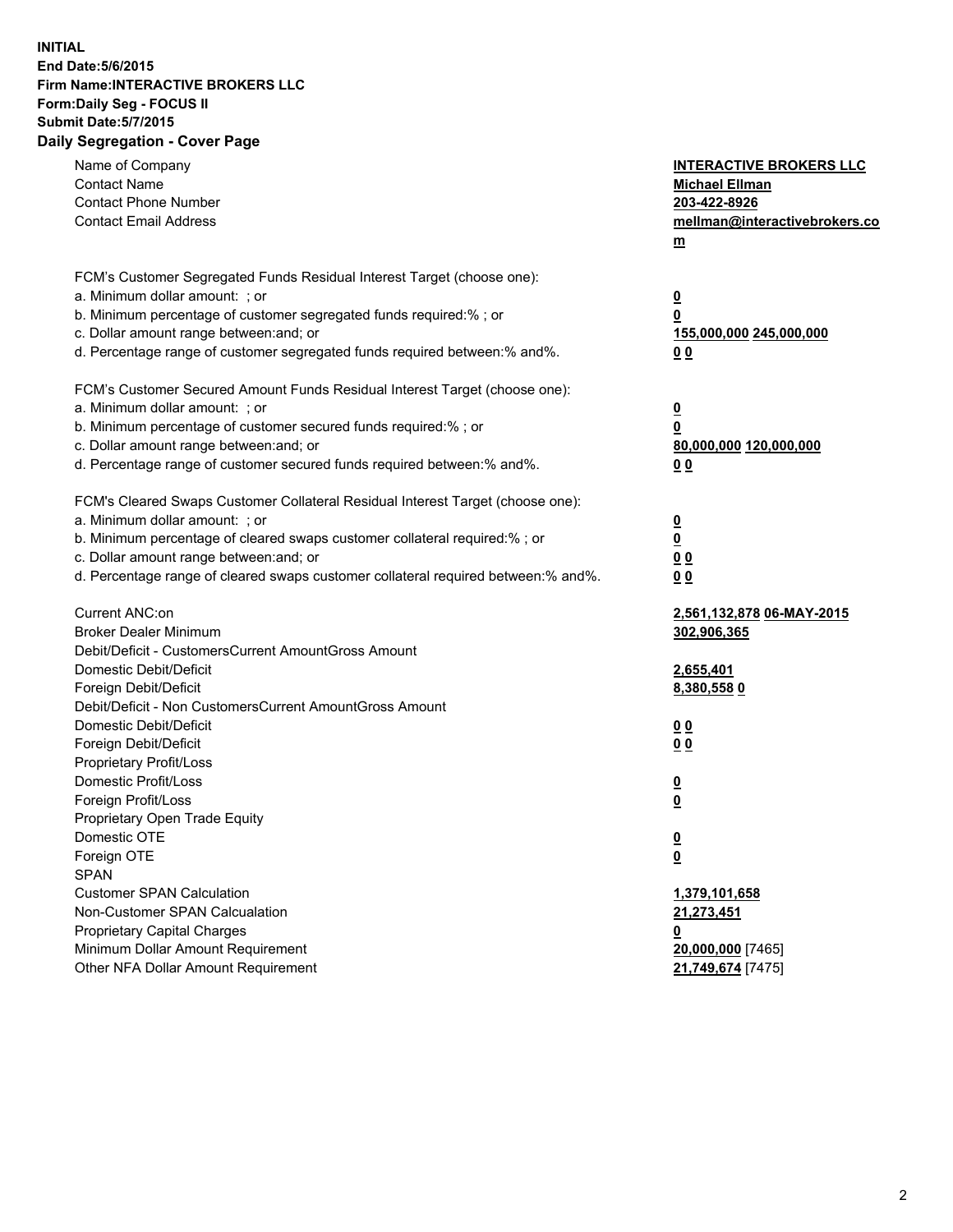**INITIAL**
**End Date:5/6/2015**
**Firm Name:INTERACTIVE BROKERS LLC**
**Form:Daily Seg - FOCUS II**
**Submit Date:5/7/2015**

## Daily Segregation - Cover Page

| | |
|---|---|
| Name of Company | **INTERACTIVE BROKERS LLC** |
| Contact Name | **Michael Ellman** |
| Contact Phone Number | **203-422-8926** |
| Contact Email Address | **mellman@interactivebrokers.com** |
| FCM's Customer Segregated Funds Residual Interest Target (choose one): | |
| a. Minimum dollar amount: ; or | **0** |
| b. Minimum percentage of customer segregated funds required:% ; or | **0** |
| c. Dollar amount range between:and; or | **155,000,000 245,000,000** |
| d. Percentage range of customer segregated funds required between:% and%. | **0 0** |
| FCM's Customer Secured Amount Funds Residual Interest Target (choose one): | |
| a. Minimum dollar amount: ; or | **0** |
| b. Minimum percentage of customer secured funds required:% ; or | **0** |
| c. Dollar amount range between:and; or | **80,000,000 120,000,000** |
| d. Percentage range of customer secured funds required between:% and%. | **0 0** |
| FCM's Cleared Swaps Customer Collateral Residual Interest Target (choose one): | |
| a. Minimum dollar amount: ; or | **0** |
| b. Minimum percentage of cleared swaps customer collateral required:% ; or | **0** |
| c. Dollar amount range between:and; or | **0 0** |
| d. Percentage range of cleared swaps customer collateral required between:% and%. | **0 0** |
| Current ANC:on | **2,561,132,878 06-MAY-2015** |
| Broker Dealer Minimum | **302,906,365** |
| Debit/Deficit - CustomersCurrent AmountGross Amount | |
| Domestic Debit/Deficit | **2,655,401** |
| Foreign Debit/Deficit | **8,380,558 0** |
| Debit/Deficit - Non CustomersCurrent AmountGross Amount | |
| Domestic Debit/Deficit | **0 0** |
| Foreign Debit/Deficit | **0 0** |
| Proprietary Profit/Loss | |
| Domestic Profit/Loss | **0** |
| Foreign Profit/Loss | **0** |
| Proprietary Open Trade Equity | |
| Domestic OTE | **0** |
| Foreign OTE | **0** |
| SPAN | |
| Customer SPAN Calculation | **1,379,101,658** |
| Non-Customer SPAN Calcualation | **21,273,451** |
| Proprietary Capital Charges | **0** |
| Minimum Dollar Amount Requirement | **20,000,000** [7465] |
| Other NFA Dollar Amount Requirement | **21,749,674** [7475] |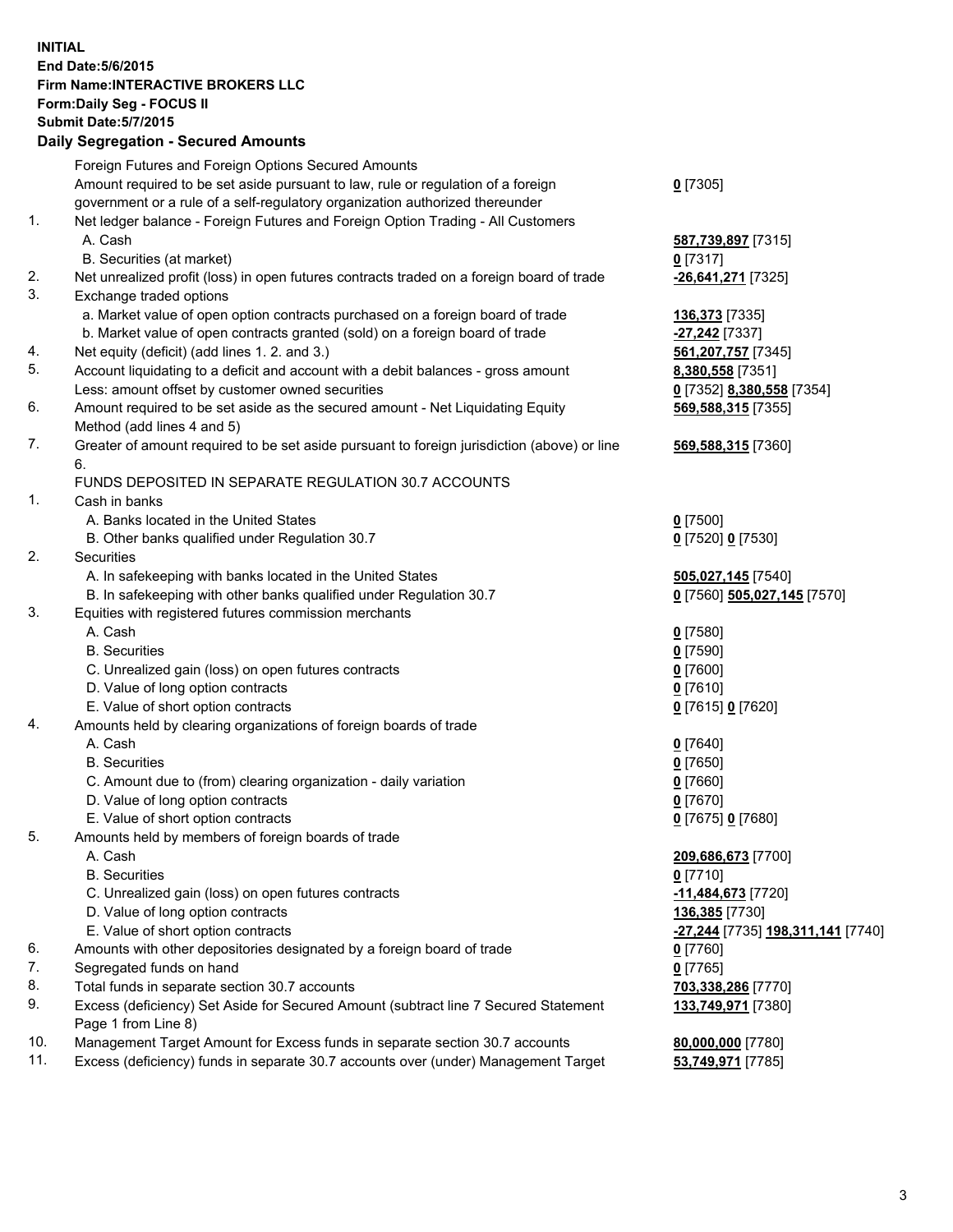**INITIAL**
**End Date:5/6/2015**
**Firm Name:INTERACTIVE BROKERS LLC**
**Form:Daily Seg - FOCUS II**
**Submit Date:5/7/2015**

**Daily Segregation - Secured Amounts**

| | | |
|---|---|---|
| | Foreign Futures and Foreign Options Secured Amounts | |
| | Amount required to be set aside pursuant to law, rule or regulation of a foreign government or a rule of a self-regulatory organization authorized thereunder | **0** [7305] |
| 1. | Net ledger balance - Foreign Futures and Foreign Option Trading - All Customers | |
| | A. Cash | **587,739,897** [7315] |
| | B. Securities (at market) | **0** [7317] |
| 2. | Net unrealized profit (loss) in open futures contracts traded on a foreign board of trade | **-26,641,271** [7325] |
| 3. | Exchange traded options | |
| | a. Market value of open option contracts purchased on a foreign board of trade | **136,373** [7335] |
| | b. Market value of open contracts granted (sold) on a foreign board of trade | **-27,242** [7337] |
| 4. | Net equity (deficit) (add lines 1. 2. and 3.) | **561,207,757** [7345] |
| 5. | Account liquidating to a deficit and account with a debit balances - gross amount | **8,380,558** [7351] |
| | Less: amount offset by customer owned securities | **0** [7352] **8,380,558** [7354] |
| 6. | Amount required to be set aside as the secured amount - Net Liquidating Equity Method (add lines 4 and 5) | **569,588,315** [7355] |
| 7. | Greater of amount required to be set aside pursuant to foreign jurisdiction (above) or line 6. | **569,588,315** [7360] |
| | FUNDS DEPOSITED IN SEPARATE REGULATION 30.7 ACCOUNTS | |
| 1. | Cash in banks | |
| | A. Banks located in the United States | **0** [7500] |
| | B. Other banks qualified under Regulation 30.7 | **0** [7520] **0** [7530] |
| 2. | Securities | |
| | A. In safekeeping with banks located in the United States | **505,027,145** [7540] |
| | B. In safekeeping with other banks qualified under Regulation 30.7 | **0** [7560] **505,027,145** [7570] |
| 3. | Equities with registered futures commission merchants | |
| | A. Cash | **0** [7580] |
| | B. Securities | **0** [7590] |
| | C. Unrealized gain (loss) on open futures contracts | **0** [7600] |
| | D. Value of long option contracts | **0** [7610] |
| | E. Value of short option contracts | **0** [7615] **0** [7620] |
| 4. | Amounts held by clearing organizations of foreign boards of trade | |
| | A. Cash | **0** [7640] |
| | B. Securities | **0** [7650] |
| | C. Amount due to (from) clearing organization - daily variation | **0** [7660] |
| | D. Value of long option contracts | **0** [7670] |
| | E. Value of short option contracts | **0** [7675] **0** [7680] |
| 5. | Amounts held by members of foreign boards of trade | |
| | A. Cash | **209,686,673** [7700] |
| | B. Securities | **0** [7710] |
| | C. Unrealized gain (loss) on open futures contracts | **-11,484,673** [7720] |
| | D. Value of long option contracts | **136,385** [7730] |
| | E. Value of short option contracts | **-27,244** [7735] **198,311,141** [7740] |
| 6. | Amounts with other depositories designated by a foreign board of trade | **0** [7760] |
| 7. | Segregated funds on hand | **0** [7765] |
| 8. | Total funds in separate section 30.7 accounts | **703,338,286** [7770] |
| 9. | Excess (deficiency) Set Aside for Secured Amount (subtract line 7 Secured Statement Page 1 from Line 8) | **133,749,971** [7380] |
| 10. | Management Target Amount for Excess funds in separate section 30.7 accounts | **80,000,000** [7780] |
| 11. | Excess (deficiency) funds in separate 30.7 accounts over (under) Management Target | **53,749,971** [7785] |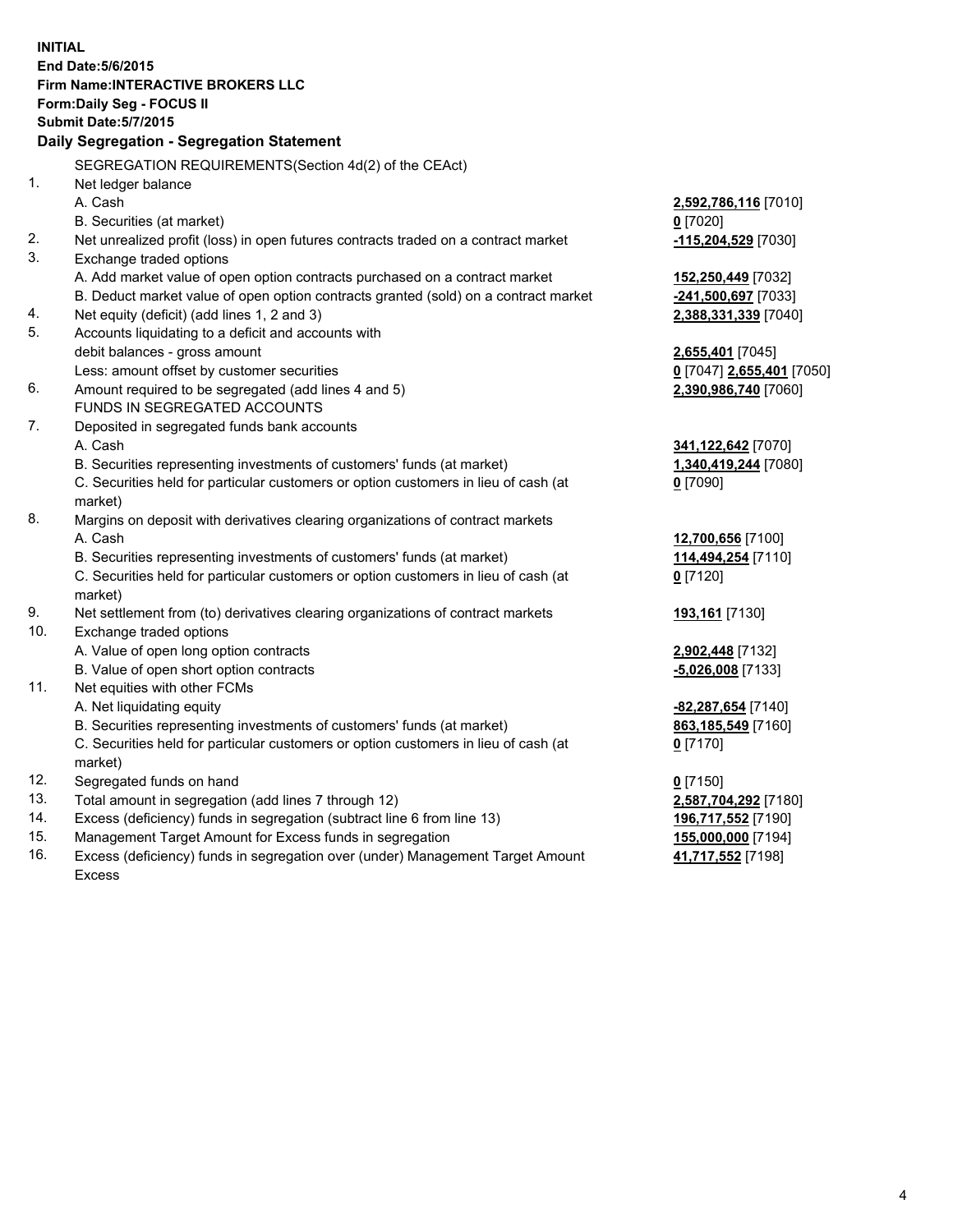**INITIAL**
**End Date:5/6/2015**
**Firm Name:INTERACTIVE BROKERS LLC**
**Form:Daily Seg - FOCUS II**
**Submit Date:5/7/2015**

**Daily Segregation - Segregation Statement**

| | | |
|---|---|---|
| | SEGREGATION REQUIREMENTS(Section 4d(2) of the CEAct) | |
| 1. | Net ledger balance | |
| | A. Cash | **2,592,786,116** [7010] |
| | B. Securities (at market) | **0** [7020] |
| 2. | Net unrealized profit (loss) in open futures contracts traded on a contract market | **-115,204,529** [7030] |
| 3. | Exchange traded options | |
| | A. Add market value of open option contracts purchased on a contract market | **152,250,449** [7032] |
| | B. Deduct market value of open option contracts granted (sold) on a contract market | **-241,500,697** [7033] |
| 4. | Net equity (deficit) (add lines 1, 2 and 3) | **2,388,331,339** [7040] |
| 5. | Accounts liquidating to a deficit and accounts with debit balances - gross amount | **2,655,401** [7045] |
| | Less: amount offset by customer securities | **0** [7047] **2,655,401** [7050] |
| 6. | Amount required to be segregated (add lines 4 and 5) | **2,390,986,740** [7060] |
| | FUNDS IN SEGREGATED ACCOUNTS | |
| 7. | Deposited in segregated funds bank accounts | |
| | A. Cash | **341,122,642** [7070] |
| | B. Securities representing investments of customers' funds (at market) | **1,340,419,244** [7080] |
| | C. Securities held for particular customers or option customers in lieu of cash (at market) | **0** [7090] |
| 8. | Margins on deposit with derivatives clearing organizations of contract markets | |
| | A. Cash | **12,700,656** [7100] |
| | B. Securities representing investments of customers' funds (at market) | **114,494,254** [7110] |
| | C. Securities held for particular customers or option customers in lieu of cash (at market) | **0** [7120] |
| 9. | Net settlement from (to) derivatives clearing organizations of contract markets | **193,161** [7130] |
| 10. | Exchange traded options | |
| | A. Value of open long option contracts | **2,902,448** [7132] |
| | B. Value of open short option contracts | **-5,026,008** [7133] |
| 11. | Net equities with other FCMs | |
| | A. Net liquidating equity | **-82,287,654** [7140] |
| | B. Securities representing investments of customers' funds (at market) | **863,185,549** [7160] |
| | C. Securities held for particular customers or option customers in lieu of cash (at market) | **0** [7170] |
| 12. | Segregated funds on hand | **0** [7150] |
| 13. | Total amount in segregation (add lines 7 through 12) | **2,587,704,292** [7180] |
| 14. | Excess (deficiency) funds in segregation (subtract line 6 from line 13) | **196,717,552** [7190] |
| 15. | Management Target Amount for Excess funds in segregation | **155,000,000** [7194] |
| 16. | Excess (deficiency) funds in segregation over (under) Management Target Amount Excess | **41,717,552** [7198] |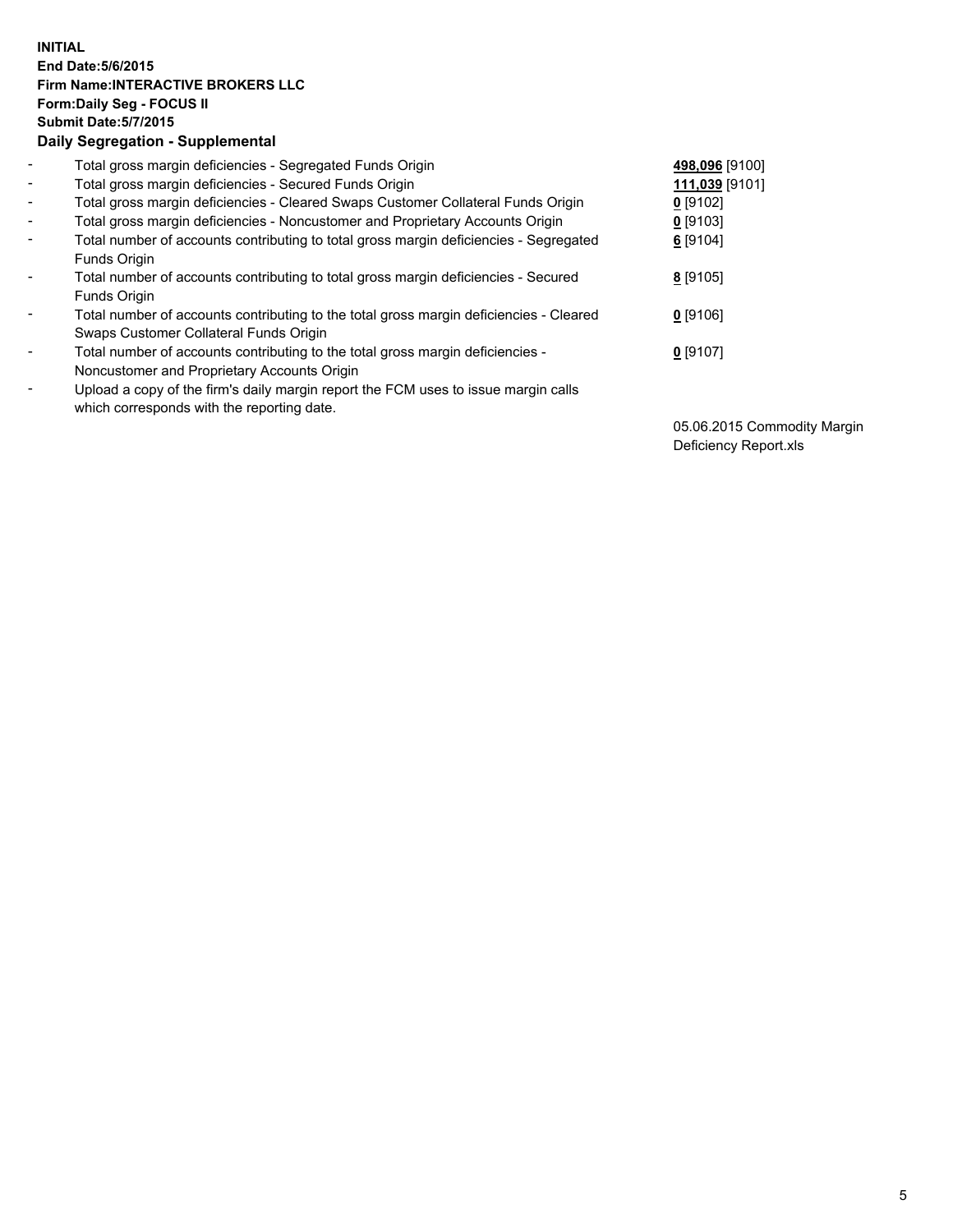**INITIAL**
**End Date:5/6/2015**
**Firm Name:INTERACTIVE BROKERS LLC**
**Form:Daily Seg - FOCUS II**
**Submit Date:5/7/2015**

**Daily Segregation - Supplemental**

| | | |
|---|---|---|
| - | Total gross margin deficiencies - Segregated Funds Origin | **498,096** [9100] |
| - | Total gross margin deficiencies - Secured Funds Origin | **111,039** [9101] |
| - | Total gross margin deficiencies - Cleared Swaps Customer Collateral Funds Origin | **0** [9102] |
| - | Total gross margin deficiencies - Noncustomer and Proprietary Accounts Origin | **0** [9103] |
| - | Total number of accounts contributing to total gross margin deficiencies - Segregated Funds Origin | **6** [9104] |
| - | Total number of accounts contributing to total gross margin deficiencies - Secured Funds Origin | **8** [9105] |
| - | Total number of accounts contributing to the total gross margin deficiencies - Cleared Swaps Customer Collateral Funds Origin | **0** [9106] |
| - | Total number of accounts contributing to the total gross margin deficiencies - Noncustomer and Proprietary Accounts Origin | **0** [9107] |
| - | Upload a copy of the firm's daily margin report the FCM uses to issue margin calls which corresponds with the reporting date. | 05.06.2015 Commodity Margin Deficiency Report.xls |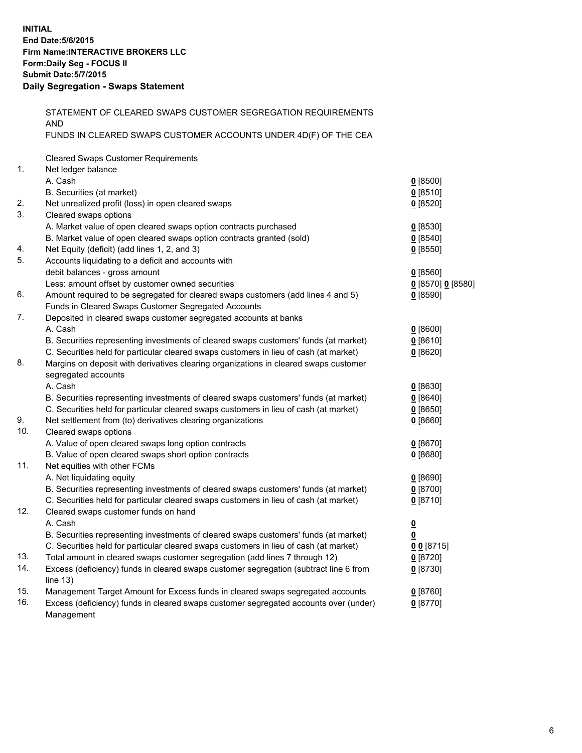**INITIAL**
**End Date:5/6/2015**
**Firm Name:INTERACTIVE BROKERS LLC**
**Form:Daily Seg - FOCUS II**
**Submit Date:5/7/2015**
**Daily Segregation - Swaps Statement**

STATEMENT OF CLEARED SWAPS CUSTOMER SEGREGATION REQUIREMENTS
AND
FUNDS IN CLEARED SWAPS CUSTOMER ACCOUNTS UNDER 4D(F) OF THE CEA

| | | |
|---|---|---|
| | Cleared Swaps Customer Requirements | |
| 1. | Net ledger balance | |
| | A. Cash | 0 [8500] |
| | B. Securities (at market) | 0 [8510] |
| 2. | Net unrealized profit (loss) in open cleared swaps | 0 [8520] |
| 3. | Cleared swaps options | |
| | A. Market value of open cleared swaps option contracts purchased | 0 [8530] |
| | B. Market value of open cleared swaps option contracts granted (sold) | 0 [8540] |
| 4. | Net Equity (deficit) (add lines 1, 2, and 3) | 0 [8550] |
| 5. | Accounts liquidating to a deficit and accounts with | |
| | debit balances - gross amount | 0 [8560] |
| | Less: amount offset by customer owned securities | 0 [8570] 0 [8580] |
| 6. | Amount required to be segregated for cleared swaps customers (add lines 4 and 5) | 0 [8590] |
| | Funds in Cleared Swaps Customer Segregated Accounts | |
| 7. | Deposited in cleared swaps customer segregated accounts at banks | |
| | A. Cash | 0 [8600] |
| | B. Securities representing investments of cleared swaps customers' funds (at market) | 0 [8610] |
| | C. Securities held for particular cleared swaps customers in lieu of cash (at market) | 0 [8620] |
| 8. | Margins on deposit with derivatives clearing organizations in cleared swaps customer segregated accounts | |
| | A. Cash | 0 [8630] |
| | B. Securities representing investments of cleared swaps customers' funds (at market) | 0 [8640] |
| | C. Securities held for particular cleared swaps customers in lieu of cash (at market) | 0 [8650] |
| 9. | Net settlement from (to) derivatives clearing organizations | 0 [8660] |
| 10. | Cleared swaps options | |
| | A. Value of open cleared swaps long option contracts | 0 [8670] |
| | B. Value of open cleared swaps short option contracts | 0 [8680] |
| 11. | Net equities with other FCMs | |
| | A. Net liquidating equity | 0 [8690] |
| | B. Securities representing investments of cleared swaps customers' funds (at market) | 0 [8700] |
| | C. Securities held for particular cleared swaps customers in lieu of cash (at market) | 0 [8710] |
| 12. | Cleared swaps customer funds on hand | |
| | A. Cash | 0 |
| | B. Securities representing investments of cleared swaps customers' funds (at market) | 0 |
| | C. Securities held for particular cleared swaps customers in lieu of cash (at market) | 0 0 [8715] |
| 13. | Total amount in cleared swaps customer segregation (add lines 7 through 12) | 0 [8720] |
| 14. | Excess (deficiency) funds in cleared swaps customer segregation (subtract line 6 from line 13) | 0 [8730] |
| 15. | Management Target Amount for Excess funds in cleared swaps segregated accounts | 0 [8760] |
| 16. | Excess (deficiency) funds in cleared swaps customer segregated accounts over (under) Management | 0 [8770] |